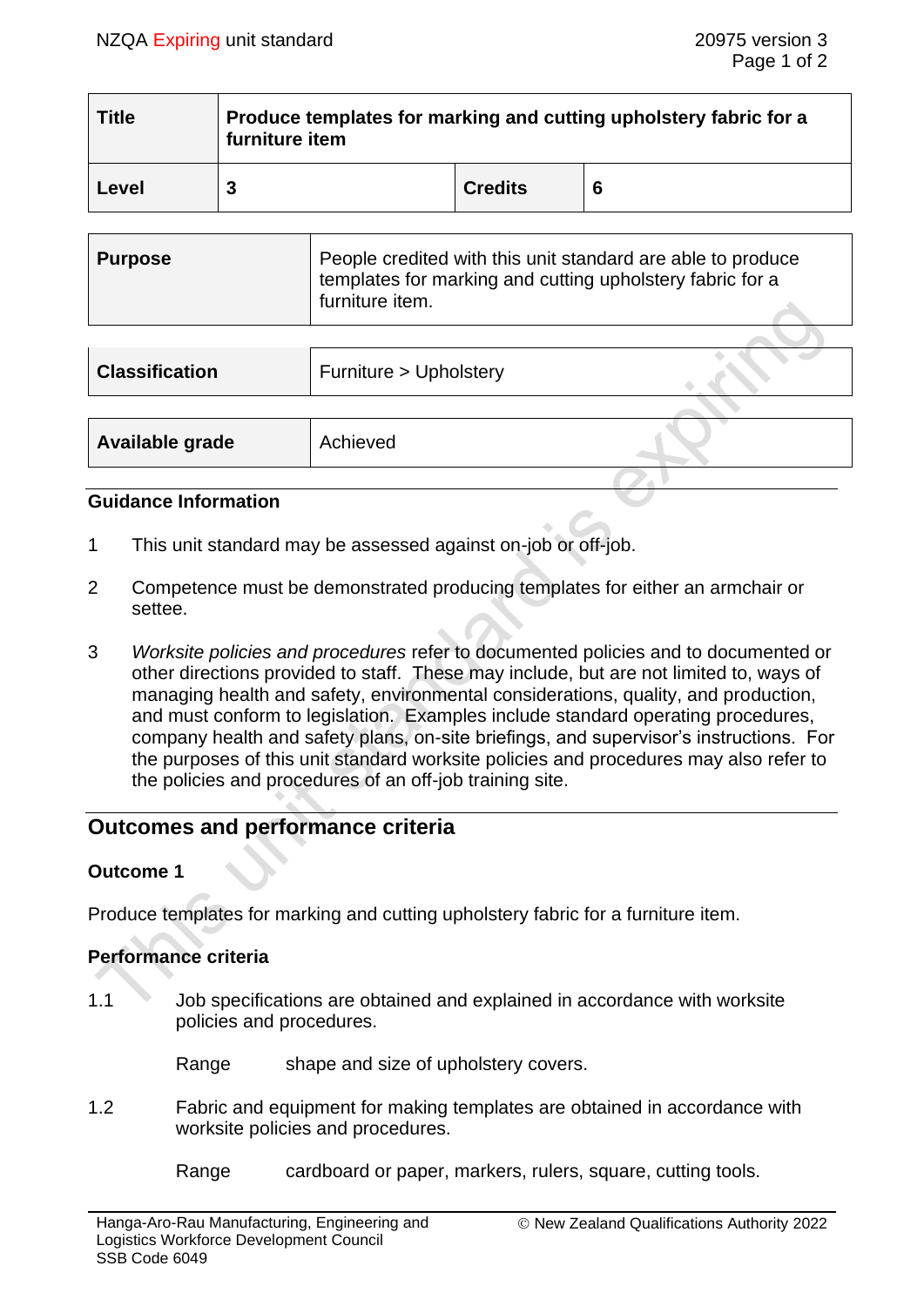| | | | |
|---|---|---|---|
| **Title** | **Produce templates for marking and cutting upholstery fabric for a furniture item** | | |
| **Level** | **3** | **Credits** | **6** |

| | |
|---|---|
| **Purpose** | People credited with this unit standard are able to produce templates for marking and cutting upholstery fabric for a furniture item. |

| | |
|---|---|
| **Classification** | Furniture > Upholstery |

| | |
|---|---|
| **Available grade** | Achieved |

### Guidance Information

1. This unit standard may be assessed against on-job or off-job.

2. Competence must be demonstrated producing templates for either an armchair or settee.

3. *Worksite policies and procedures* refer to documented policies and to documented or other directions provided to staff. These may include, but are not limited to, ways of managing health and safety, environmental considerations, quality, and production, and must conform to legislation. Examples include standard operating procedures, company health and safety plans, on-site briefings, and supervisor's instructions. For the purposes of this unit standard worksite policies and procedures may also refer to the policies and procedures of an off-job training site.

## Outcomes and performance criteria

### Outcome 1

Produce templates for marking and cutting upholstery fabric for a furniture item.

### Performance criteria

1.1 Job specifications are obtained and explained in accordance with worksite policies and procedures.

Range shape and size of upholstery covers.

1.2 Fabric and equipment for making templates are obtained in accordance with worksite policies and procedures.

Range cardboard or paper, markers, rulers, square, cutting tools.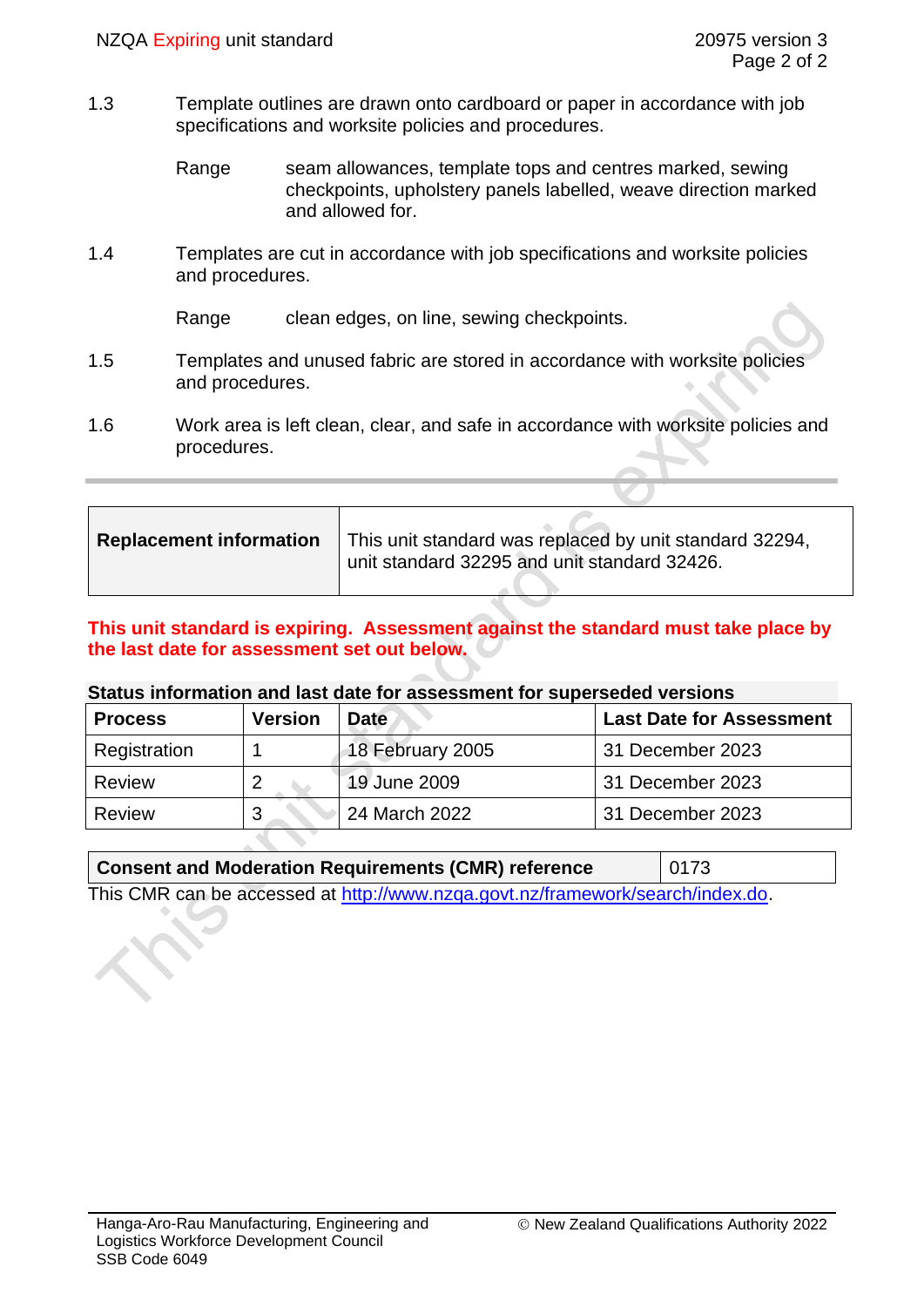1.3 Template outlines are drawn onto cardboard or paper in accordance with job specifications and worksite policies and procedures.

Range seam allowances, template tops and centres marked, sewing checkpoints, upholstery panels labelled, weave direction marked and allowed for.

1.4 Templates are cut in accordance with job specifications and worksite policies and procedures.

Range clean edges, on line, sewing checkpoints.

1.5 Templates and unused fabric are stored in accordance with worksite policies and procedures.

1.6 Work area is left clean, clear, and safe in accordance with worksite policies and procedures.

| | |
|---|---|
| **Replacement information** | This unit standard was replaced by unit standard 32294, unit standard 32295 and unit standard 32426. |

**This unit standard is expiring. Assessment against the standard must take place by the last date for assessment set out below.**

**Status information and last date for assessment for superseded versions**

| Process | Version | Date | Last Date for Assessment |
|---|---|---|---|
| Registration | 1 | 18 February 2005 | 31 December 2023 |
| Review | 2 | 19 June 2009 | 31 December 2023 |
| Review | 3 | 24 March 2022 | 31 December 2023 |

| | |
|---|---|
| **Consent and Moderation Requirements (CMR) reference** | 0173 |

This CMR can be accessed at http://www.nzqa.govt.nz/framework/search/index.do.